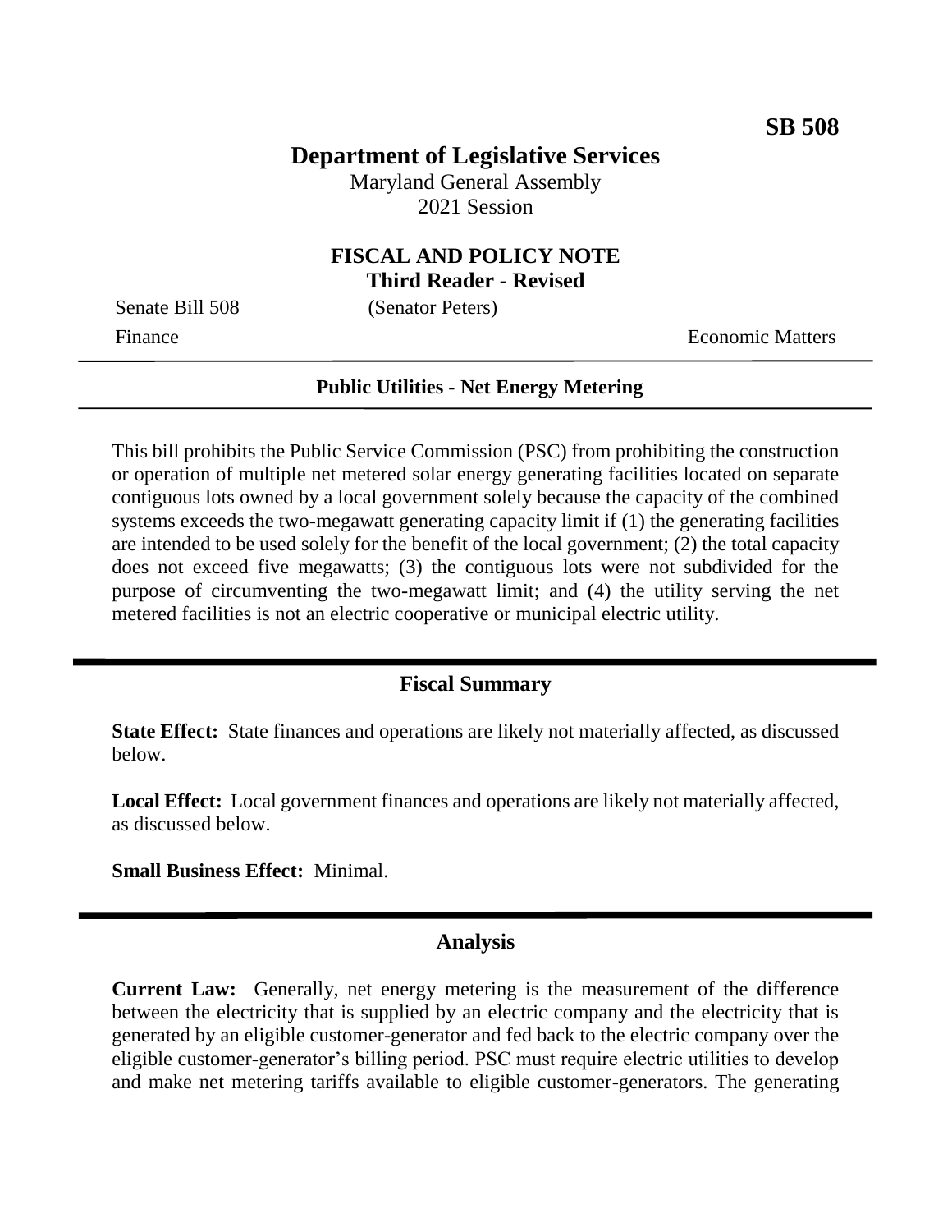**SB 508**

# Department of Legislative Services

Maryland General Assembly
2021 Session

## FISCAL AND POLICY NOTE
**Third Reader - Revised**

Senate Bill 508 (Senator Peters)

Finance Economic Matters

---

**Public Utilities - Net Energy Metering**

---

This bill prohibits the Public Service Commission (PSC) from prohibiting the construction or operation of multiple net metered solar energy generating facilities located on separate contiguous lots owned by a local government solely because the capacity of the combined systems exceeds the two-megawatt generating capacity limit if (1) the generating facilities are intended to be used solely for the benefit of the local government; (2) the total capacity does not exceed five megawatts; (3) the contiguous lots were not subdivided for the purpose of circumventing the two-megawatt limit; and (4) the utility serving the net metered facilities is not an electric cooperative or municipal electric utility.

## Fiscal Summary

**State Effect:** State finances and operations are likely not materially affected, as discussed below.

**Local Effect:** Local government finances and operations are likely not materially affected, as discussed below.

**Small Business Effect:** Minimal.

## Analysis

**Current Law:** Generally, net energy metering is the measurement of the difference between the electricity that is supplied by an electric company and the electricity that is generated by an eligible customer-generator and fed back to the electric company over the eligible customer-generator's billing period. PSC must require electric utilities to develop and make net metering tariffs available to eligible customer-generators. The generating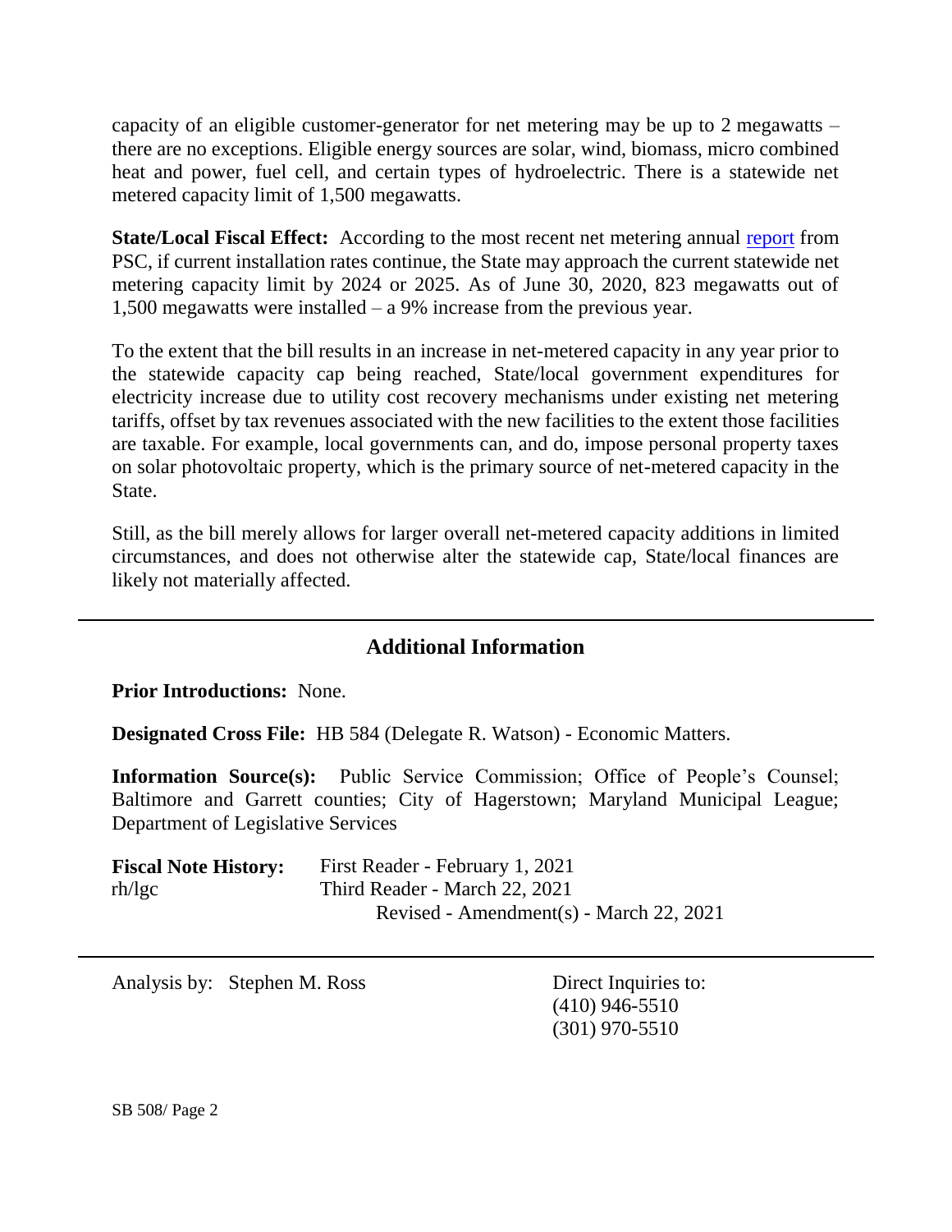capacity of an eligible customer-generator for net metering may be up to 2 megawatts – there are no exceptions. Eligible energy sources are solar, wind, biomass, micro combined heat and power, fuel cell, and certain types of hydroelectric. There is a statewide net metered capacity limit of 1,500 megawatts.

**State/Local Fiscal Effect:** According to the most recent net metering annual report from PSC, if current installation rates continue, the State may approach the current statewide net metering capacity limit by 2024 or 2025. As of June 30, 2020, 823 megawatts out of 1,500 megawatts were installed – a 9% increase from the previous year.

To the extent that the bill results in an increase in net-metered capacity in any year prior to the statewide capacity cap being reached, State/local government expenditures for electricity increase due to utility cost recovery mechanisms under existing net metering tariffs, offset by tax revenues associated with the new facilities to the extent those facilities are taxable. For example, local governments can, and do, impose personal property taxes on solar photovoltaic property, which is the primary source of net-metered capacity in the State.

Still, as the bill merely allows for larger overall net-metered capacity additions in limited circumstances, and does not otherwise alter the statewide cap, State/local finances are likely not materially affected.

## Additional Information

**Prior Introductions:** None.

**Designated Cross File:** HB 584 (Delegate R. Watson) - Economic Matters.

**Information Source(s):** Public Service Commission; Office of People's Counsel; Baltimore and Garrett counties; City of Hagerstown; Maryland Municipal League; Department of Legislative Services

**Fiscal Note History:** First Reader - February 1, 2021
rh/lgc Third Reader - March 22, 2021
Revised - Amendment(s) - March 22, 2021

Analysis by: Stephen M. Ross

Direct Inquiries to:
(410) 946-5510
(301) 970-5510